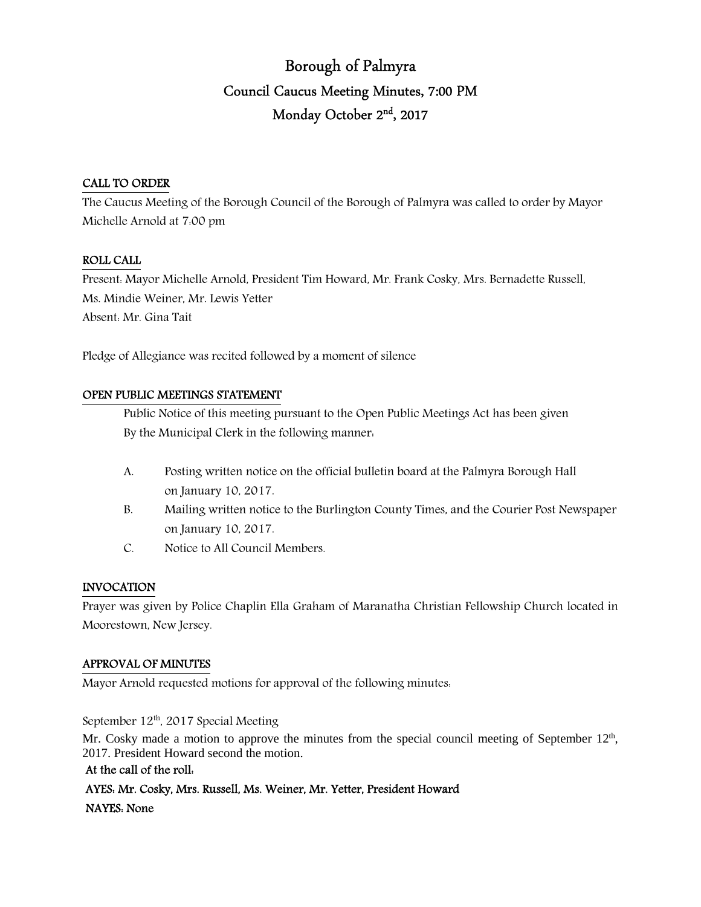# Borough of Palmyra

## Council Caucus Meeting Minutes, 7:00 PM

## Monday October 2nd, 2017

**CALL TO ORDER**

The Caucus Meeting of the Borough Council of the Borough of Palmyra was called to order by Mayor Michelle Arnold at 7:00 pm

**ROLL CALL**

Present: Mayor Michelle Arnold, President Tim Howard, Mr. Frank Cosky, Mrs. Bernadette Russell, Ms. Mindie Weiner, Mr. Lewis Yetter
Absent: Mr. Gina Tait

Pledge of Allegiance was recited followed by a moment of silence

**OPEN PUBLIC MEETINGS STATEMENT**

Public Notice of this meeting pursuant to the Open Public Meetings Act has been given By the Municipal Clerk in the following manner:

A. Posting written notice on the official bulletin board at the Palmyra Borough Hall on January 10, 2017.
B. Mailing written notice to the Burlington County Times, and the Courier Post Newspaper on January 10, 2017.
C. Notice to All Council Members.

**INVOCATION**

Prayer was given by Police Chaplin Ella Graham of Maranatha Christian Fellowship Church located in Moorestown, New Jersey.

**APPROVAL OF MINUTES**

Mayor Arnold requested motions for approval of the following minutes:

September 12th, 2017 Special Meeting

Mr. Cosky made a motion to approve the minutes from the special council meeting of September 12th, 2017. President Howard second the motion.

**At the call of the roll:**

**AYES: Mr. Cosky, Mrs. Russell, Ms. Weiner, Mr. Yetter, President Howard**

**NAYES: None**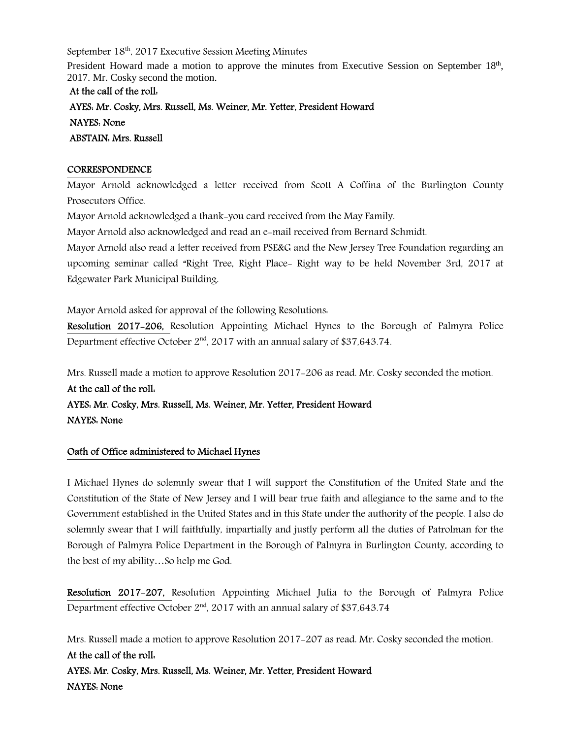September 18th, 2017 Executive Session Meeting Minutes

President Howard made a motion to approve the minutes from Executive Session on September 18th, 2017. Mr. Cosky second the motion.

**At the call of the roll:**

**AYES: Mr. Cosky, Mrs. Russell, Ms. Weiner, Mr. Yetter, President Howard**

**NAYES: None**

**ABSTAIN: Mrs. Russell**

**CORRESPONDENCE**

Mayor Arnold acknowledged a letter received from Scott A Coffina of the Burlington County Prosecutors Office.

Mayor Arnold acknowledged a thank-you card received from the May Family.

Mayor Arnold also acknowledged and read an e-mail received from Bernard Schmidt.

Mayor Arnold also read a letter received from PSE&G and the New Jersey Tree Foundation regarding an upcoming seminar called "Right Tree, Right Place- Right way to be held November 3rd, 2017 at Edgewater Park Municipal Building.

Mayor Arnold asked for approval of the following Resolutions:

**Resolution 2017-206,** Resolution Appointing Michael Hynes to the Borough of Palmyra Police Department effective October 2nd, 2017 with an annual salary of $37,643.74.

Mrs. Russell made a motion to approve Resolution 2017-206 as read. Mr. Cosky seconded the motion.

**At the call of the roll:**

**AYES: Mr. Cosky, Mrs. Russell, Ms. Weiner, Mr. Yetter, President Howard**

**NAYES: None**

**Oath of Office administered to Michael Hynes**

I Michael Hynes do solemnly swear that I will support the Constitution of the United State and the Constitution of the State of New Jersey and I will bear true faith and allegiance to the same and to the Government established in the United States and in this State under the authority of the people. I also do solemnly swear that I will faithfully, impartially and justly perform all the duties of Patrolman for the Borough of Palmyra Police Department in the Borough of Palmyra in Burlington County, according to the best of my ability…So help me God.

**Resolution 2017-207,** Resolution Appointing Michael Julia to the Borough of Palmyra Police Department effective October 2nd, 2017 with an annual salary of $37,643.74

Mrs. Russell made a motion to approve Resolution 2017-207 as read. Mr. Cosky seconded the motion.

**At the call of the roll:**

**AYES: Mr. Cosky, Mrs. Russell, Ms. Weiner, Mr. Yetter, President Howard**

**NAYES: None**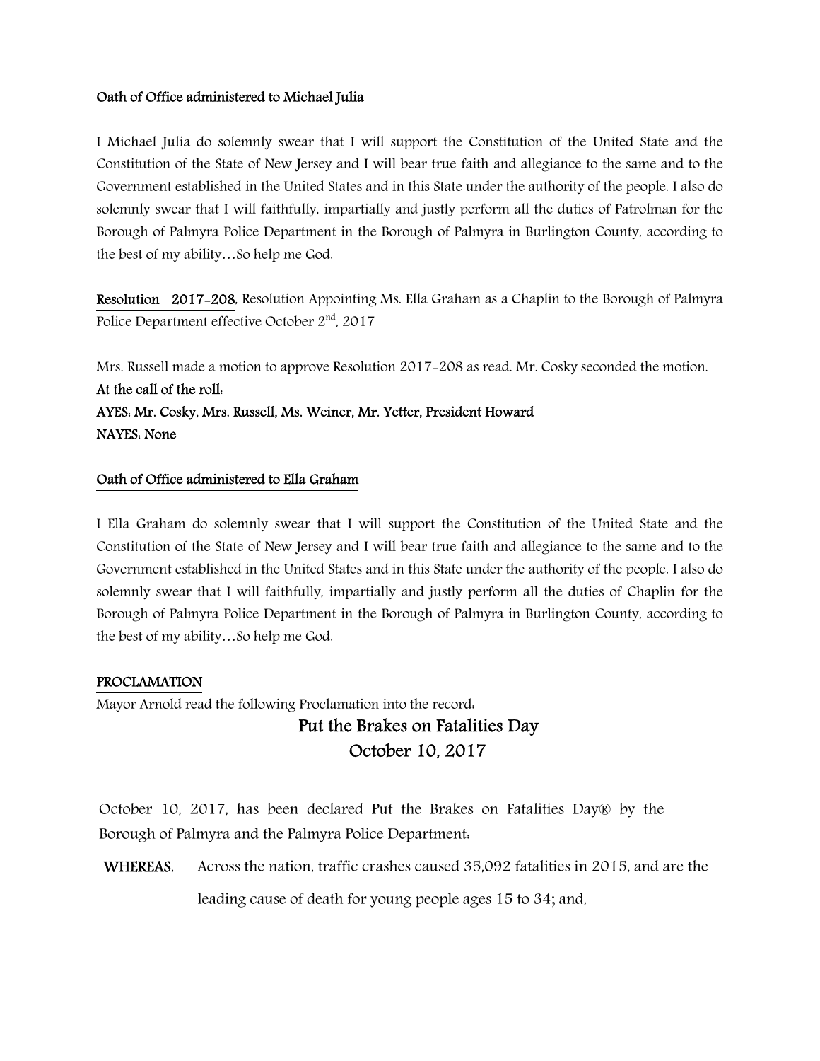**Oath of Office administered to Michael Julia**

I Michael Julia do solemnly swear that I will support the Constitution of the United State and the Constitution of the State of New Jersey and I will bear true faith and allegiance to the same and to the Government established in the United States and in this State under the authority of the people. I also do solemnly swear that I will faithfully, impartially and justly perform all the duties of Patrolman for the Borough of Palmyra Police Department in the Borough of Palmyra in Burlington County, according to the best of my ability…So help me God.

**Resolution 2017-208**, Resolution Appointing Ms. Ella Graham as a Chaplin to the Borough of Palmyra Police Department effective October 2nd, 2017

Mrs. Russell made a motion to approve Resolution 2017-208 as read. Mr. Cosky seconded the motion.

**At the call of the roll:**
**AYES: Mr. Cosky, Mrs. Russell, Ms. Weiner, Mr. Yetter, President Howard**
**NAYES: None**

**Oath of Office administered to Ella Graham**

I Ella Graham do solemnly swear that I will support the Constitution of the United State and the Constitution of the State of New Jersey and I will bear true faith and allegiance to the same and to the Government established in the United States and in this State under the authority of the people. I also do solemnly swear that I will faithfully, impartially and justly perform all the duties of Chaplin for the Borough of Palmyra Police Department in the Borough of Palmyra in Burlington County, according to the best of my ability…So help me God.

**PROCLAMATION**

Mayor Arnold read the following Proclamation into the record:

## Put the Brakes on Fatalities Day
## October 10, 2017

October 10, 2017, has been declared Put the Brakes on Fatalities Day® by the Borough of Palmyra and the Palmyra Police Department:

**WHEREAS**, Across the nation, traffic crashes caused 35,092 fatalities in 2015, and are the leading cause of death for young people ages 15 to 34; and,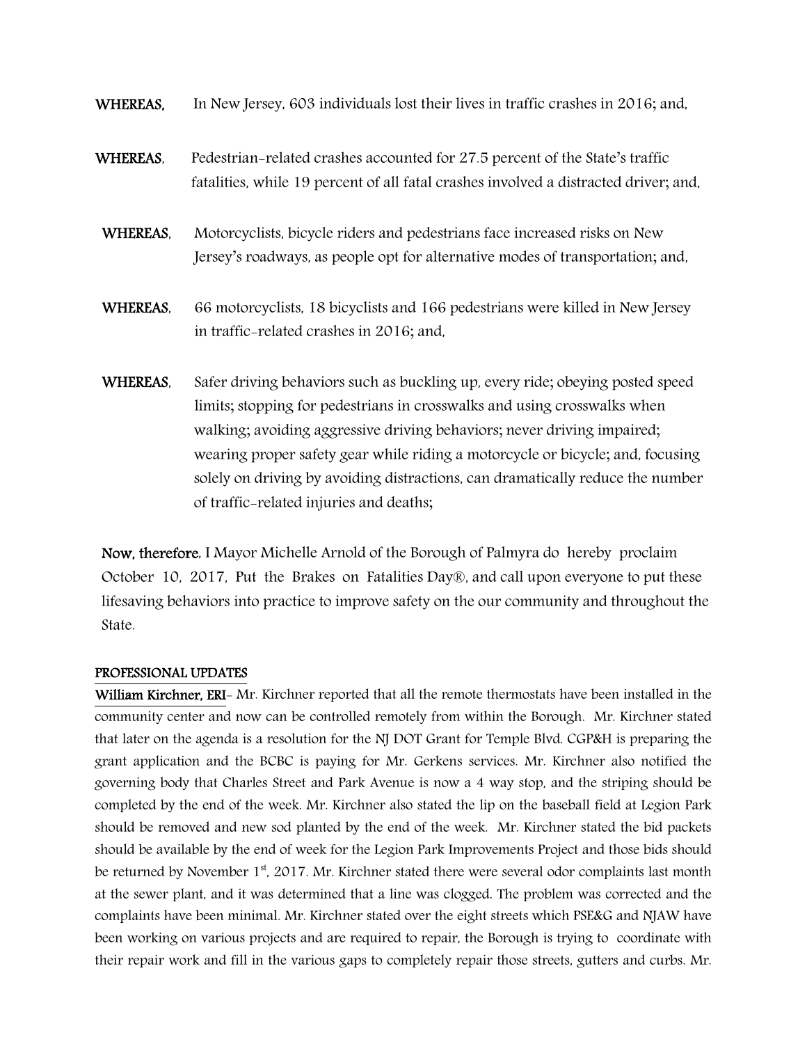**WHEREAS,** In New Jersey, 603 individuals lost their lives in traffic crashes in 2016; and,

**WHEREAS**, Pedestrian-related crashes accounted for 27.5 percent of the State's traffic fatalities, while 19 percent of all fatal crashes involved a distracted driver; and,

**WHEREAS**, Motorcyclists, bicycle riders and pedestrians face increased risks on New Jersey's roadways, as people opt for alternative modes of transportation; and,

**WHEREAS**, 66 motorcyclists, 18 bicyclists and 166 pedestrians were killed in New Jersey in traffic-related crashes in 2016; and,

**WHEREAS**, Safer driving behaviors such as buckling up, every ride; obeying posted speed limits; stopping for pedestrians in crosswalks and using crosswalks when walking; avoiding aggressive driving behaviors; never driving impaired; wearing proper safety gear while riding a motorcycle or bicycle; and, focusing solely on driving by avoiding distractions, can dramatically reduce the number of traffic-related injuries and deaths;

**Now, therefore**, I Mayor Michelle Arnold of the Borough of Palmyra do hereby proclaim October 10, 2017, Put the Brakes on Fatalities Day®, and call upon everyone to put these lifesaving behaviors into practice to improve safety on the our community and throughout the State.

**PROFESSIONAL UPDATES**

**William Kirchner, ERI**- Mr. Kirchner reported that all the remote thermostats have been installed in the community center and now can be controlled remotely from within the Borough. Mr. Kirchner stated that later on the agenda is a resolution for the NJ DOT Grant for Temple Blvd. CGP&H is preparing the grant application and the BCBC is paying for Mr. Gerkens services. Mr. Kirchner also notified the governing body that Charles Street and Park Avenue is now a 4 way stop, and the striping should be completed by the end of the week. Mr. Kirchner also stated the lip on the baseball field at Legion Park should be removed and new sod planted by the end of the week. Mr. Kirchner stated the bid packets should be available by the end of week for the Legion Park Improvements Project and those bids should be returned by November 1st, 2017. Mr. Kirchner stated there were several odor complaints last month at the sewer plant, and it was determined that a line was clogged. The problem was corrected and the complaints have been minimal. Mr. Kirchner stated over the eight streets which PSE&G and NJAW have been working on various projects and are required to repair, the Borough is trying to coordinate with their repair work and fill in the various gaps to completely repair those streets, gutters and curbs. Mr.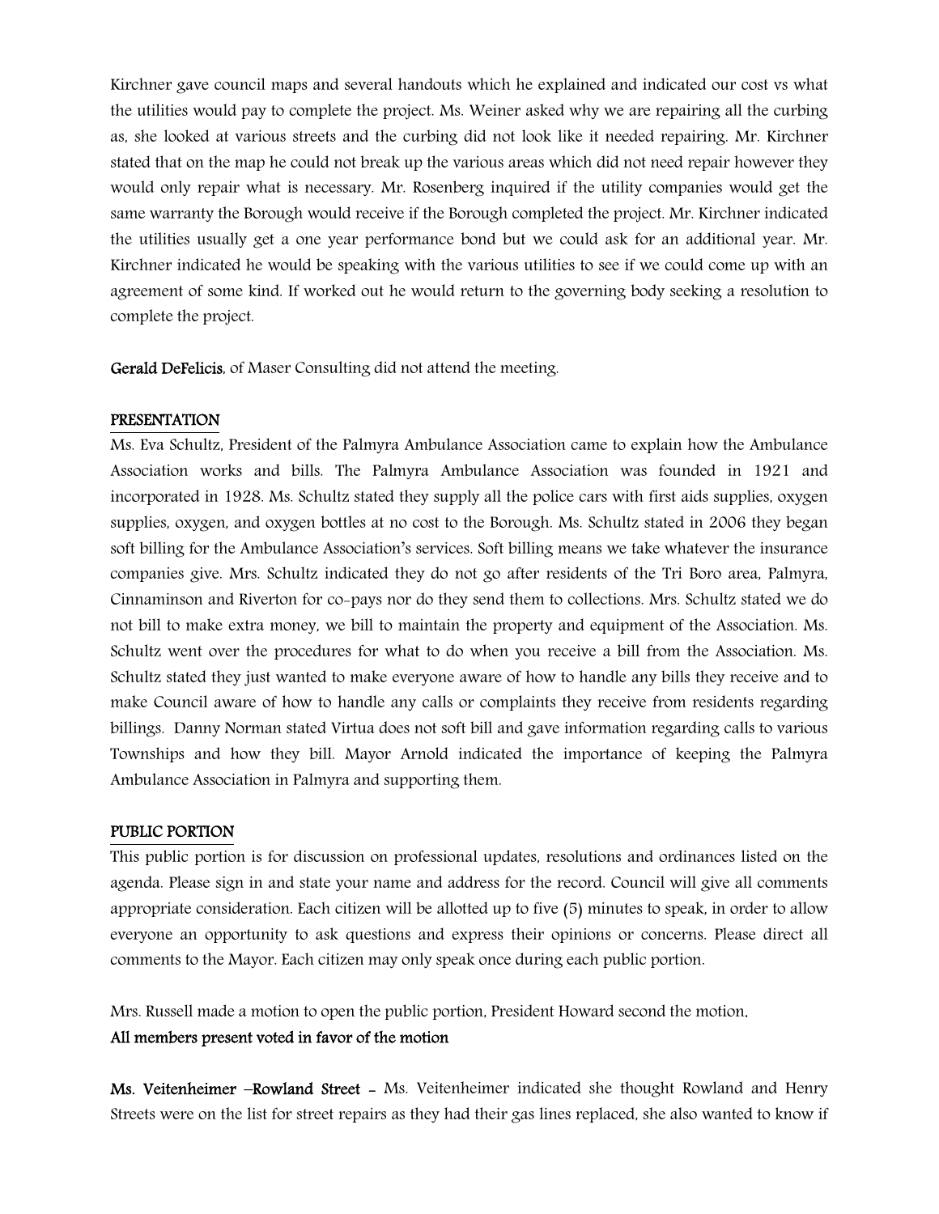Kirchner gave council maps and several handouts which he explained and indicated our cost vs what the utilities would pay to complete the project. Ms. Weiner asked why we are repairing all the curbing as, she looked at various streets and the curbing did not look like it needed repairing. Mr. Kirchner stated that on the map he could not break up the various areas which did not need repair however they would only repair what is necessary. Mr. Rosenberg inquired if the utility companies would get the same warranty the Borough would receive if the Borough completed the project. Mr. Kirchner indicated the utilities usually get a one year performance bond but we could ask for an additional year. Mr. Kirchner indicated he would be speaking with the various utilities to see if we could come up with an agreement of some kind. If worked out he would return to the governing body seeking a resolution to complete the project.

**Gerald DeFelicis**, of Maser Consulting did not attend the meeting.

## PRESENTATION

Ms. Eva Schultz, President of the Palmyra Ambulance Association came to explain how the Ambulance Association works and bills. The Palmyra Ambulance Association was founded in 1921 and incorporated in 1928. Ms. Schultz stated they supply all the police cars with first aids supplies, oxygen supplies, oxygen, and oxygen bottles at no cost to the Borough. Ms. Schultz stated in 2006 they began soft billing for the Ambulance Association's services. Soft billing means we take whatever the insurance companies give. Mrs. Schultz indicated they do not go after residents of the Tri Boro area, Palmyra, Cinnaminson and Riverton for co-pays nor do they send them to collections. Mrs. Schultz stated we do not bill to make extra money, we bill to maintain the property and equipment of the Association. Ms. Schultz went over the procedures for what to do when you receive a bill from the Association. Ms. Schultz stated they just wanted to make everyone aware of how to handle any bills they receive and to make Council aware of how to handle any calls or complaints they receive from residents regarding billings. Danny Norman stated Virtua does not soft bill and gave information regarding calls to various Townships and how they bill. Mayor Arnold indicated the importance of keeping the Palmyra Ambulance Association in Palmyra and supporting them.

## PUBLIC PORTION

This public portion is for discussion on professional updates, resolutions and ordinances listed on the agenda. Please sign in and state your name and address for the record. Council will give all comments appropriate consideration. Each citizen will be allotted up to five (5) minutes to speak, in order to allow everyone an opportunity to ask questions and express their opinions or concerns. Please direct all comments to the Mayor. Each citizen may only speak once during each public portion.

Mrs. Russell made a motion to open the public portion, President Howard second the motion.
**All members present voted in favor of the motion**

**Ms. Veitenheimer –Rowland Street -** Ms. Veitenheimer indicated she thought Rowland and Henry Streets were on the list for street repairs as they had their gas lines replaced, she also wanted to know if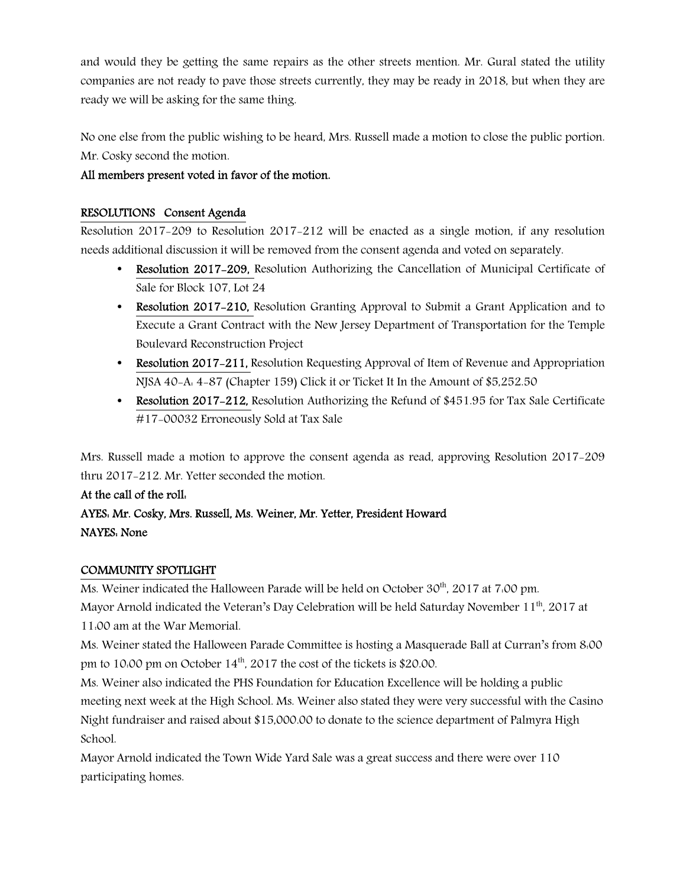and would they be getting the same repairs as the other streets mention. Mr. Gural stated the utility companies are not ready to pave those streets currently, they may be ready in 2018, but when they are ready we will be asking for the same thing.

No one else from the public wishing to be heard, Mrs. Russell made a motion to close the public portion. Mr. Cosky second the motion.

**All members present voted in favor of the motion.**

**RESOLUTIONS Consent Agenda**

Resolution 2017-209 to Resolution 2017-212 will be enacted as a single motion, if any resolution needs additional discussion it will be removed from the consent agenda and voted on separately.

- **Resolution 2017-209,** Resolution Authorizing the Cancellation of Municipal Certificate of Sale for Block 107, Lot 24
- **Resolution 2017-210,** Resolution Granting Approval to Submit a Grant Application and to Execute a Grant Contract with the New Jersey Department of Transportation for the Temple Boulevard Reconstruction Project
- **Resolution 2017-211,** Resolution Requesting Approval of Item of Revenue and Appropriation NJSA 40-A: 4-87 (Chapter 159) Click it or Ticket It In the Amount of $5,252.50
- **Resolution 2017-212,** Resolution Authorizing the Refund of $451.95 for Tax Sale Certificate #17-00032 Erroneously Sold at Tax Sale

Mrs. Russell made a motion to approve the consent agenda as read, approving Resolution 2017-209 thru 2017-212. Mr. Yetter seconded the motion.

**At the call of the roll:**

**AYES: Mr. Cosky, Mrs. Russell, Ms. Weiner, Mr. Yetter, President Howard**

**NAYES: None**

**COMMUNITY SPOTLIGHT**

Ms. Weiner indicated the Halloween Parade will be held on October 30th, 2017 at 7:00 pm.

Mayor Arnold indicated the Veteran's Day Celebration will be held Saturday November 11th, 2017 at 11:00 am at the War Memorial.

Ms. Weiner stated the Halloween Parade Committee is hosting a Masquerade Ball at Curran's from 8:00 pm to 10:00 pm on October 14th, 2017 the cost of the tickets is $20.00.

Ms. Weiner also indicated the PHS Foundation for Education Excellence will be holding a public meeting next week at the High School. Ms. Weiner also stated they were very successful with the Casino Night fundraiser and raised about $15,000.00 to donate to the science department of Palmyra High School.

Mayor Arnold indicated the Town Wide Yard Sale was a great success and there were over 110 participating homes.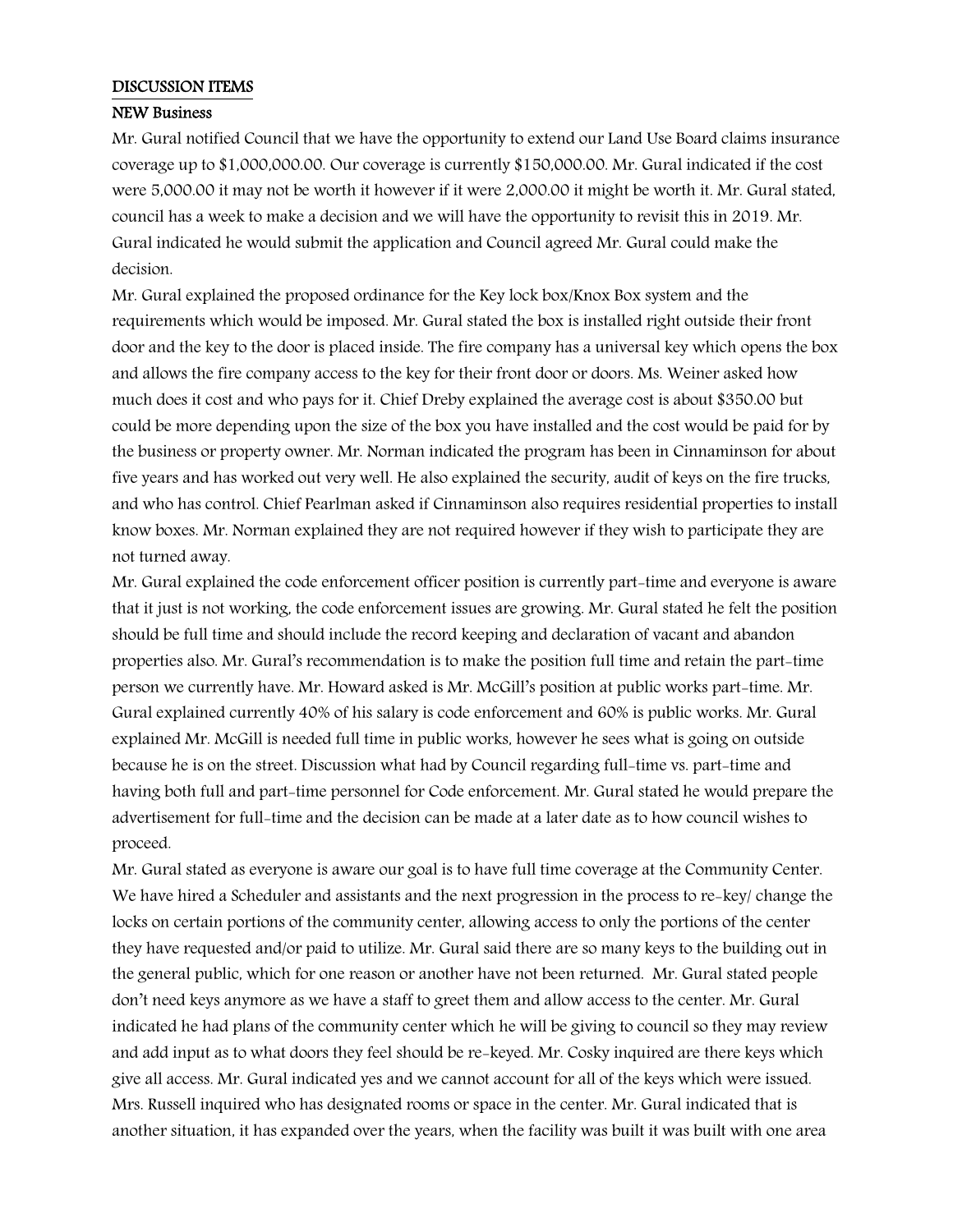## DISCUSSION ITEMS

### NEW Business

Mr. Gural notified Council that we have the opportunity to extend our Land Use Board claims insurance coverage up to $1,000,000.00. Our coverage is currently $150,000.00. Mr. Gural indicated if the cost were 5,000.00 it may not be worth it however if it were 2,000.00 it might be worth it. Mr. Gural stated, council has a week to make a decision and we will have the opportunity to revisit this in 2019. Mr. Gural indicated he would submit the application and Council agreed Mr. Gural could make the decision.

Mr. Gural explained the proposed ordinance for the Key lock box/Knox Box system and the requirements which would be imposed. Mr. Gural stated the box is installed right outside their front door and the key to the door is placed inside. The fire company has a universal key which opens the box and allows the fire company access to the key for their front door or doors. Ms. Weiner asked how much does it cost and who pays for it. Chief Dreby explained the average cost is about $350.00 but could be more depending upon the size of the box you have installed and the cost would be paid for by the business or property owner. Mr. Norman indicated the program has been in Cinnaminson for about five years and has worked out very well. He also explained the security, audit of keys on the fire trucks, and who has control. Chief Pearlman asked if Cinnaminson also requires residential properties to install know boxes. Mr. Norman explained they are not required however if they wish to participate they are not turned away.

Mr. Gural explained the code enforcement officer position is currently part-time and everyone is aware that it just is not working, the code enforcement issues are growing. Mr. Gural stated he felt the position should be full time and should include the record keeping and declaration of vacant and abandon properties also. Mr. Gural's recommendation is to make the position full time and retain the part-time person we currently have. Mr. Howard asked is Mr. McGill's position at public works part-time. Mr. Gural explained currently 40% of his salary is code enforcement and 60% is public works. Mr. Gural explained Mr. McGill is needed full time in public works, however he sees what is going on outside because he is on the street. Discussion what had by Council regarding full-time vs. part-time and having both full and part-time personnel for Code enforcement. Mr. Gural stated he would prepare the advertisement for full-time and the decision can be made at a later date as to how council wishes to proceed.

Mr. Gural stated as everyone is aware our goal is to have full time coverage at the Community Center. We have hired a Scheduler and assistants and the next progression in the process to re-key/ change the locks on certain portions of the community center, allowing access to only the portions of the center they have requested and/or paid to utilize. Mr. Gural said there are so many keys to the building out in the general public, which for one reason or another have not been returned. Mr. Gural stated people don't need keys anymore as we have a staff to greet them and allow access to the center. Mr. Gural indicated he had plans of the community center which he will be giving to council so they may review and add input as to what doors they feel should be re-keyed. Mr. Cosky inquired are there keys which give all access. Mr. Gural indicated yes and we cannot account for all of the keys which were issued. Mrs. Russell inquired who has designated rooms or space in the center. Mr. Gural indicated that is another situation, it has expanded over the years, when the facility was built it was built with one area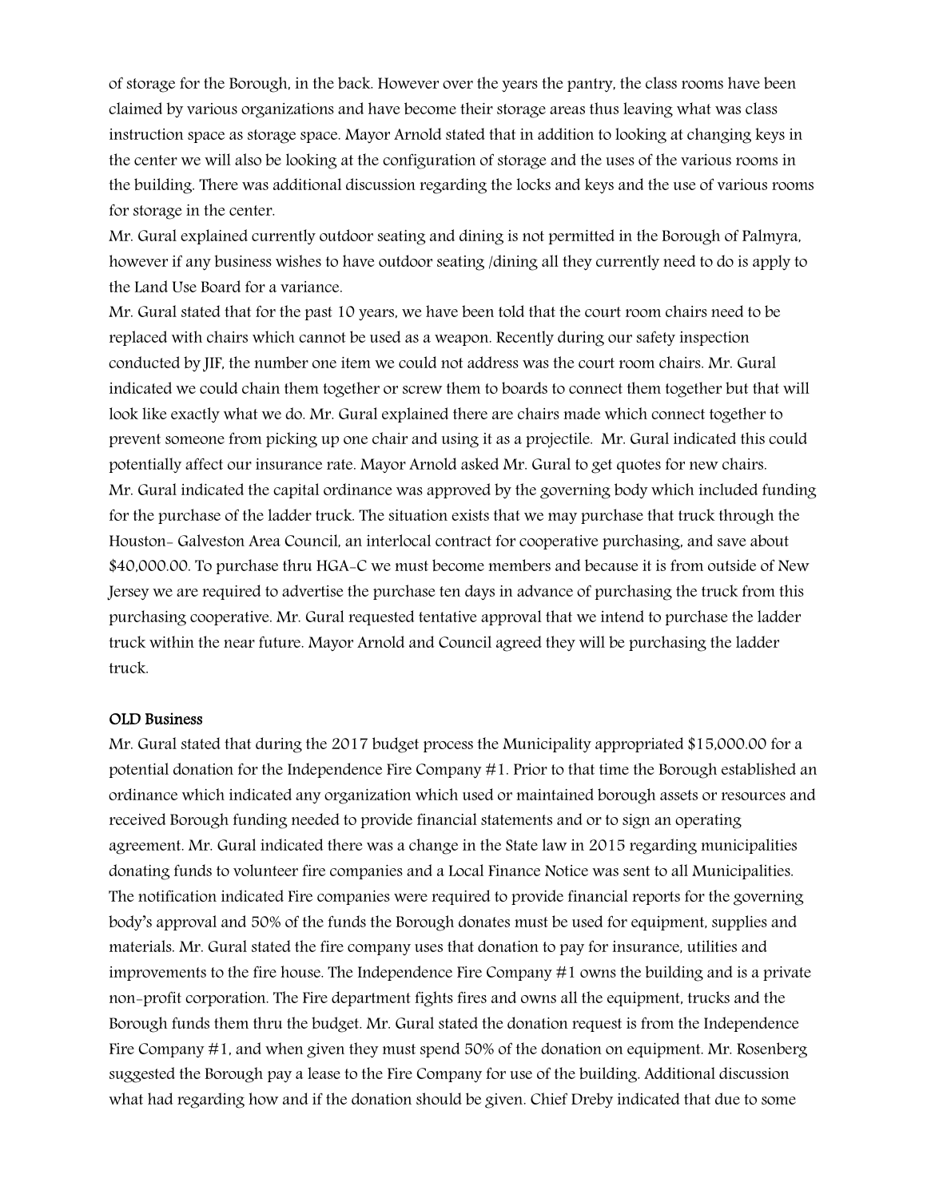of storage for the Borough, in the back. However over the years the pantry, the class rooms have been claimed by various organizations and have become their storage areas thus leaving what was class instruction space as storage space. Mayor Arnold stated that in addition to looking at changing keys in the center we will also be looking at the configuration of storage and the uses of the various rooms in the building. There was additional discussion regarding the locks and keys and the use of various rooms for storage in the center.

Mr. Gural explained currently outdoor seating and dining is not permitted in the Borough of Palmyra, however if any business wishes to have outdoor seating /dining all they currently need to do is apply to the Land Use Board for a variance.

Mr. Gural stated that for the past 10 years, we have been told that the court room chairs need to be replaced with chairs which cannot be used as a weapon. Recently during our safety inspection conducted by JIF, the number one item we could not address was the court room chairs. Mr. Gural indicated we could chain them together or screw them to boards to connect them together but that will look like exactly what we do. Mr. Gural explained there are chairs made which connect together to prevent someone from picking up one chair and using it as a projectile. Mr. Gural indicated this could potentially affect our insurance rate. Mayor Arnold asked Mr. Gural to get quotes for new chairs.

Mr. Gural indicated the capital ordinance was approved by the governing body which included funding for the purchase of the ladder truck. The situation exists that we may purchase that truck through the Houston- Galveston Area Council, an interlocal contract for cooperative purchasing, and save about $40,000.00. To purchase thru HGA-C we must become members and because it is from outside of New Jersey we are required to advertise the purchase ten days in advance of purchasing the truck from this purchasing cooperative. Mr. Gural requested tentative approval that we intend to purchase the ladder truck within the near future. Mayor Arnold and Council agreed they will be purchasing the ladder truck.

**OLD Business**

Mr. Gural stated that during the 2017 budget process the Municipality appropriated $15,000.00 for a potential donation for the Independence Fire Company #1. Prior to that time the Borough established an ordinance which indicated any organization which used or maintained borough assets or resources and received Borough funding needed to provide financial statements and or to sign an operating agreement. Mr. Gural indicated there was a change in the State law in 2015 regarding municipalities donating funds to volunteer fire companies and a Local Finance Notice was sent to all Municipalities. The notification indicated Fire companies were required to provide financial reports for the governing body's approval and 50% of the funds the Borough donates must be used for equipment, supplies and materials. Mr. Gural stated the fire company uses that donation to pay for insurance, utilities and improvements to the fire house. The Independence Fire Company #1 owns the building and is a private non-profit corporation. The Fire department fights fires and owns all the equipment, trucks and the Borough funds them thru the budget. Mr. Gural stated the donation request is from the Independence Fire Company #1, and when given they must spend 50% of the donation on equipment. Mr. Rosenberg suggested the Borough pay a lease to the Fire Company for use of the building. Additional discussion what had regarding how and if the donation should be given. Chief Dreby indicated that due to some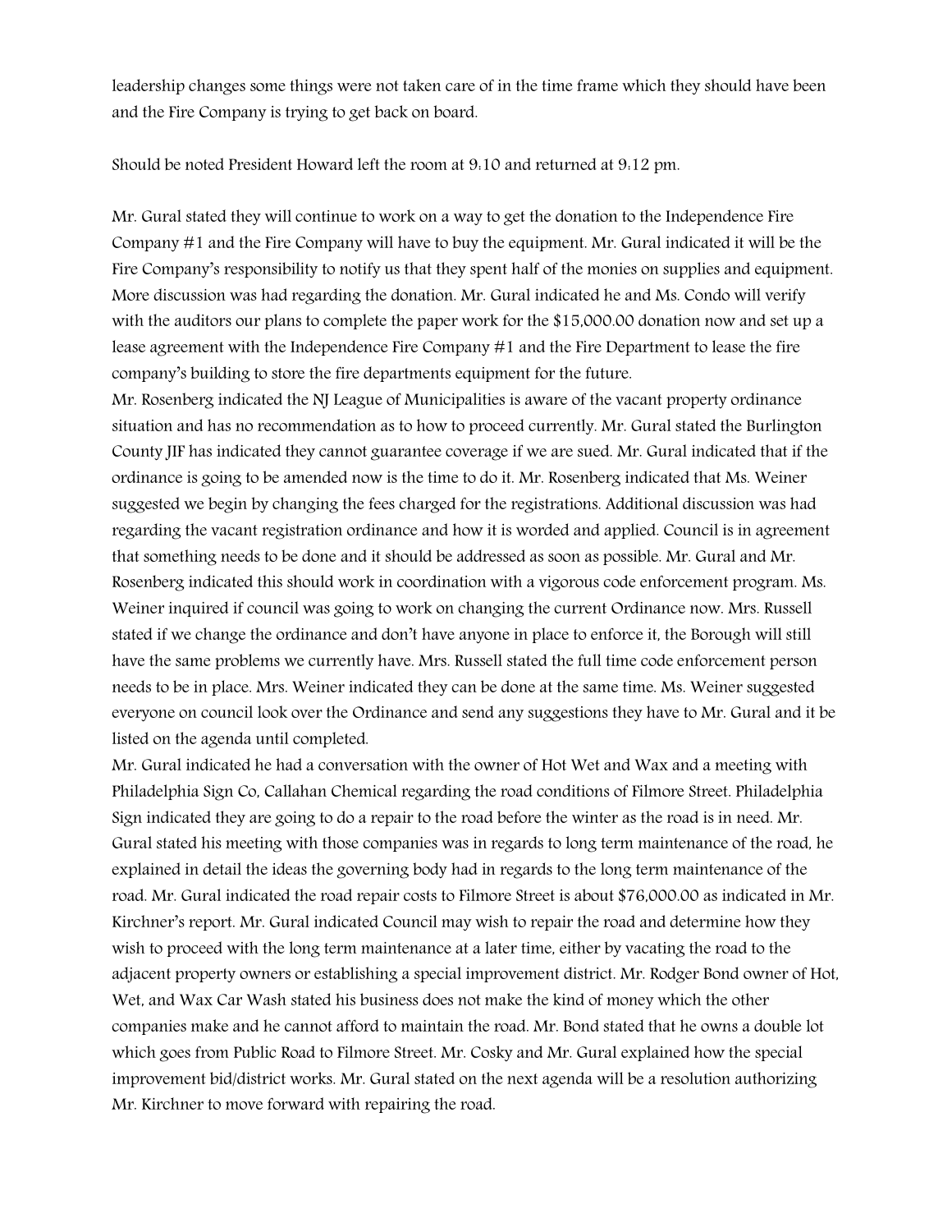leadership changes some things were not taken care of in the time frame which they should have been and the Fire Company is trying to get back on board.

Should be noted President Howard left the room at 9:10 and returned at 9:12 pm.

Mr. Gural stated they will continue to work on a way to get the donation to the Independence Fire Company #1 and the Fire Company will have to buy the equipment. Mr. Gural indicated it will be the Fire Company's responsibility to notify us that they spent half of the monies on supplies and equipment. More discussion was had regarding the donation. Mr. Gural indicated he and Ms. Condo will verify with the auditors our plans to complete the paper work for the $15,000.00 donation now and set up a lease agreement with the Independence Fire Company #1 and the Fire Department to lease the fire company's building to store the fire departments equipment for the future.

Mr. Rosenberg indicated the NJ League of Municipalities is aware of the vacant property ordinance situation and has no recommendation as to how to proceed currently. Mr. Gural stated the Burlington County JIF has indicated they cannot guarantee coverage if we are sued. Mr. Gural indicated that if the ordinance is going to be amended now is the time to do it. Mr. Rosenberg indicated that Ms. Weiner suggested we begin by changing the fees charged for the registrations. Additional discussion was had regarding the vacant registration ordinance and how it is worded and applied. Council is in agreement that something needs to be done and it should be addressed as soon as possible. Mr. Gural and Mr. Rosenberg indicated this should work in coordination with a vigorous code enforcement program. Ms. Weiner inquired if council was going to work on changing the current Ordinance now. Mrs. Russell stated if we change the ordinance and don't have anyone in place to enforce it, the Borough will still have the same problems we currently have. Mrs. Russell stated the full time code enforcement person needs to be in place. Mrs. Weiner indicated they can be done at the same time. Ms. Weiner suggested everyone on council look over the Ordinance and send any suggestions they have to Mr. Gural and it be listed on the agenda until completed.

Mr. Gural indicated he had a conversation with the owner of Hot Wet and Wax and a meeting with Philadelphia Sign Co, Callahan Chemical regarding the road conditions of Filmore Street. Philadelphia Sign indicated they are going to do a repair to the road before the winter as the road is in need. Mr. Gural stated his meeting with those companies was in regards to long term maintenance of the road, he explained in detail the ideas the governing body had in regards to the long term maintenance of the road. Mr. Gural indicated the road repair costs to Filmore Street is about $76,000.00 as indicated in Mr. Kirchner's report. Mr. Gural indicated Council may wish to repair the road and determine how they wish to proceed with the long term maintenance at a later time, either by vacating the road to the adjacent property owners or establishing a special improvement district. Mr. Rodger Bond owner of Hot, Wet, and Wax Car Wash stated his business does not make the kind of money which the other companies make and he cannot afford to maintain the road. Mr. Bond stated that he owns a double lot which goes from Public Road to Filmore Street. Mr. Cosky and Mr. Gural explained how the special improvement bid/district works. Mr. Gural stated on the next agenda will be a resolution authorizing Mr. Kirchner to move forward with repairing the road.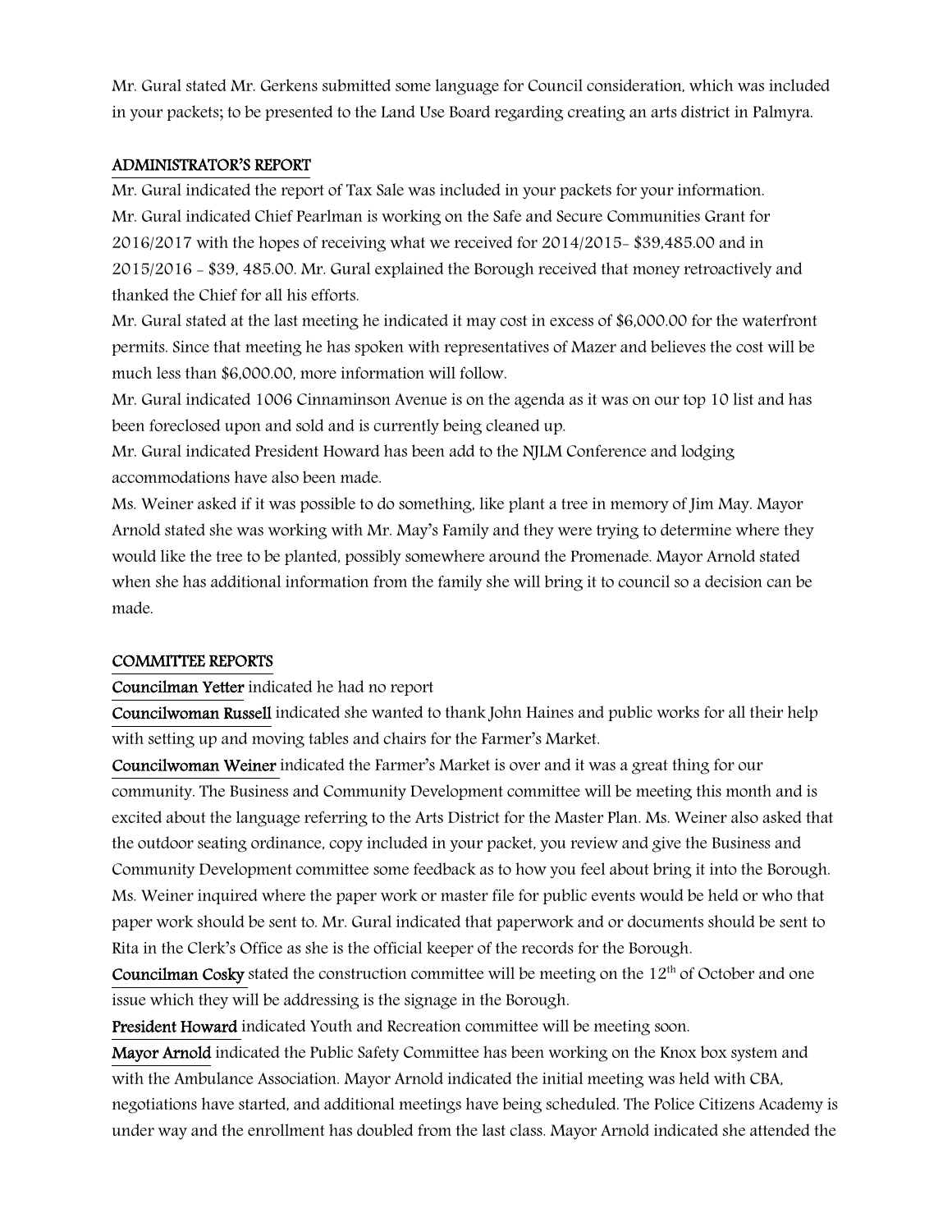Mr. Gural stated Mr. Gerkens submitted some language for Council consideration, which was included in your packets; to be presented to the Land Use Board regarding creating an arts district in Palmyra.

## ADMINISTRATOR'S REPORT

Mr. Gural indicated the report of Tax Sale was included in your packets for your information.
Mr. Gural indicated Chief Pearlman is working on the Safe and Secure Communities Grant for 2016/2017 with the hopes of receiving what we received for 2014/2015- $39,485.00 and in 2015/2016 - $39, 485.00. Mr. Gural explained the Borough received that money retroactively and thanked the Chief for all his efforts.
Mr. Gural stated at the last meeting he indicated it may cost in excess of $6,000.00 for the waterfront permits. Since that meeting he has spoken with representatives of Mazer and believes the cost will be much less than $6,000.00, more information will follow.
Mr. Gural indicated 1006 Cinnaminson Avenue is on the agenda as it was on our top 10 list and has been foreclosed upon and sold and is currently being cleaned up.
Mr. Gural indicated President Howard has been add to the NJLM Conference and lodging accommodations have also been made.
Ms. Weiner asked if it was possible to do something, like plant a tree in memory of Jim May. Mayor Arnold stated she was working with Mr. May's Family and they were trying to determine where they would like the tree to be planted, possibly somewhere around the Promenade. Mayor Arnold stated when she has additional information from the family she will bring it to council so a decision can be made.

## COMMITTEE REPORTS

**Councilman Yetter** indicated he had no report
**Councilwoman Russell** indicated she wanted to thank John Haines and public works for all their help with setting up and moving tables and chairs for the Farmer's Market.
**Councilwoman Weiner** indicated the Farmer's Market is over and it was a great thing for our community. The Business and Community Development committee will be meeting this month and is excited about the language referring to the Arts District for the Master Plan. Ms. Weiner also asked that the outdoor seating ordinance, copy included in your packet, you review and give the Business and Community Development committee some feedback as to how you feel about bring it into the Borough. Ms. Weiner inquired where the paper work or master file for public events would be held or who that paper work should be sent to. Mr. Gural indicated that paperwork and or documents should be sent to Rita in the Clerk's Office as she is the official keeper of the records for the Borough.
**Councilman Cosky** stated the construction committee will be meeting on the 12th of October and one issue which they will be addressing is the signage in the Borough.
**President Howard** indicated Youth and Recreation committee will be meeting soon.
**Mayor Arnold** indicated the Public Safety Committee has been working on the Knox box system and with the Ambulance Association. Mayor Arnold indicated the initial meeting was held with CBA, negotiations have started, and additional meetings have being scheduled. The Police Citizens Academy is under way and the enrollment has doubled from the last class. Mayor Arnold indicated she attended the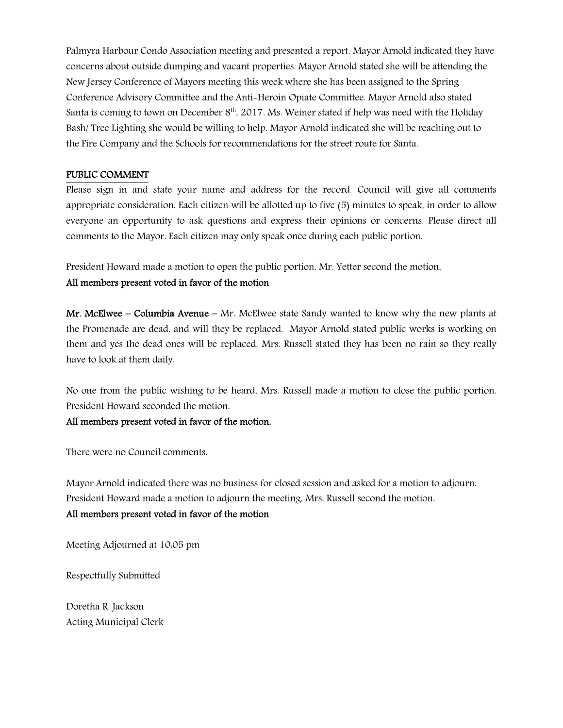Palmyra Harbour Condo Association meeting and presented a report. Mayor Arnold indicated they have concerns about outside dumping and vacant properties. Mayor Arnold stated she will be attending the New Jersey Conference of Mayors meeting this week where she has been assigned to the Spring Conference Advisory Committee and the Anti-Heroin Opiate Committee. Mayor Arnold also stated Santa is coming to town on December 8th, 2017. Ms. Weiner stated if help was need with the Holiday Bash/ Tree Lighting she would be willing to help. Mayor Arnold indicated she will be reaching out to the Fire Company and the Schools for recommendations for the street route for Santa.

## PUBLIC COMMENT

Please sign in and state your name and address for the record. Council will give all comments appropriate consideration. Each citizen will be allotted up to five (5) minutes to speak, in order to allow everyone an opportunity to ask questions and express their opinions or concerns. Please direct all comments to the Mayor. Each citizen may only speak once during each public portion.

President Howard made a motion to open the public portion, Mr. Yetter second the motion.
**All members present voted in favor of the motion**

**Mr. McElwee – Columbia Avenue** – Mr. McElwee state Sandy wanted to know why the new plants at the Promenade are dead, and will they be replaced. Mayor Arnold stated public works is working on them and yes the dead ones will be replaced. Mrs. Russell stated they has been no rain so they really have to look at them daily.

No one from the public wishing to be heard, Mrs. Russell made a motion to close the public portion. President Howard seconded the motion.
**All members present voted in favor of the motion.**

There were no Council comments.

Mayor Arnold indicated there was no business for closed session and asked for a motion to adjourn. President Howard made a motion to adjourn the meeting. Mrs. Russell second the motion.
**All members present voted in favor of the motion**

Meeting Adjourned at 10:05 pm

Respectfully Submitted

Doretha R. Jackson
Acting Municipal Clerk